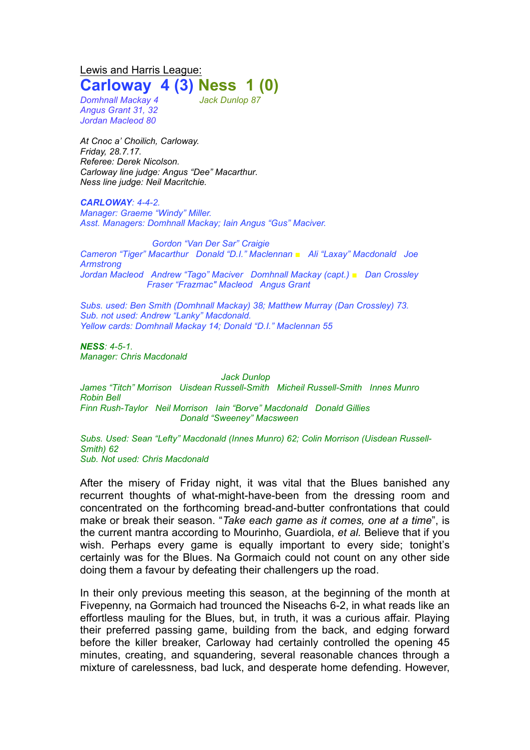<u>Lewis and Harris League:</u>

# Carloway 4 (3) Ness 1 (0)

*Domhnall Mackay 4* — *Jack Dunlop 87*
*Angus Grant 31, 32*
*Jordan Macleod 80*

*At Cnoc a' Choilich, Carloway.*
*Friday, 28.7.17.*
*Referee: Derek Nicolson.*
*Carloway line judge: Angus "Dee" Macarthur.*
*Ness line judge: Neil Macritchie.*

***CARLOWAY**: 4-4-2.*
*Manager: Graeme "Windy" Miller.*
*Asst. Managers: Domhnall Mackay; Iain Angus "Gus" Maciver.*

*Gordon "Van Der Sar" Craigie*
*Cameron "Tiger" Macarthur Donald "D.I." Maclennan ■ Ali "Laxay" Macdonald Joe Armstrong*
*Jordan Macleod Andrew "Tago" Maciver Domhnall Mackay (capt.) ■ Dan Crossley*
*Fraser "Frazmac" Macleod Angus Grant*

*Subs. used: Ben Smith (Domhnall Mackay) 38; Matthew Murray (Dan Crossley) 73.*
*Sub. not used: Andrew "Lanky" Macdonald.*
*Yellow cards: Domhnall Mackay 14; Donald "D.I." Maclennan 55*

***NESS**: 4-5-1.*
*Manager: Chris Macdonald*

*Jack Dunlop*
*James "Titch" Morrison Uisdean Russell-Smith Micheil Russell-Smith Innes Munro Robin Bell*
*Finn Rush-Taylor Neil Morrison Iain "Borve" Macdonald Donald Gillies*
*Donald "Sweeney" Macsween*

*Subs. Used: Sean "Lefty" Macdonald (Innes Munro) 62; Colin Morrison (Uisdean Russell-Smith) 62*
*Sub. Not used: Chris Macdonald*

After the misery of Friday night, it was vital that the Blues banished any recurrent thoughts of what-might-have-been from the dressing room and concentrated on the forthcoming bread-and-butter confrontations that could make or break their season. "*Take each game as it comes, one at a time*", is the current mantra according to Mourinho, Guardiola, *et al.* Believe that if you wish. Perhaps every game is equally important to every side; tonight's certainly was for the Blues. Na Gormaich could not count on any other side doing them a favour by defeating their challengers up the road.

In their only previous meeting this season, at the beginning of the month at Fivepenny, na Gormaich had trounced the Niseachs 6-2, in what reads like an effortless mauling for the Blues, but, in truth, it was a curious affair. Playing their preferred passing game, building from the back, and edging forward before the killer breaker, Carloway had certainly controlled the opening 45 minutes, creating, and squandering, several reasonable chances through a mixture of carelessness, bad luck, and desperate home defending. However,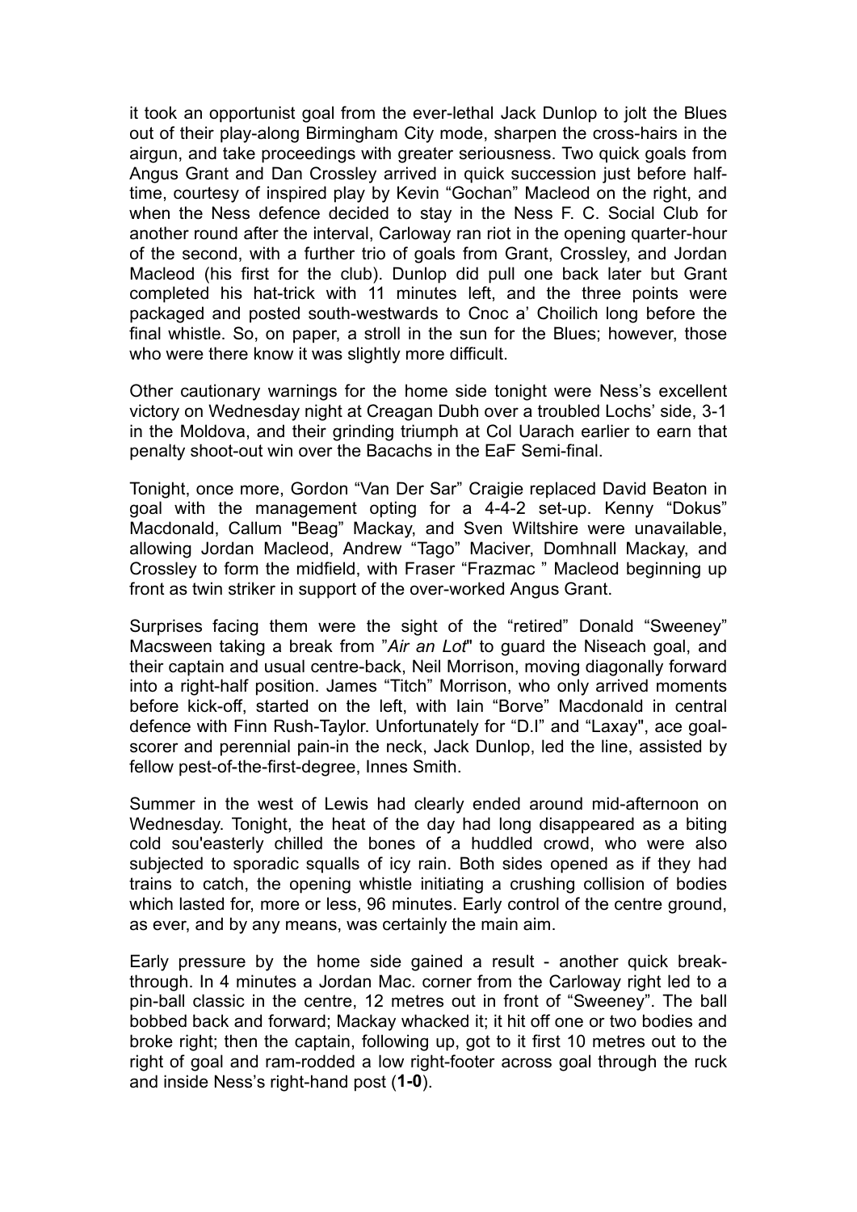it took an opportunist goal from the ever-lethal Jack Dunlop to jolt the Blues out of their play-along Birmingham City mode, sharpen the cross-hairs in the airgun, and take proceedings with greater seriousness. Two quick goals from Angus Grant and Dan Crossley arrived in quick succession just before half-time, courtesy of inspired play by Kevin "Gochan" Macleod on the right, and when the Ness defence decided to stay in the Ness F. C. Social Club for another round after the interval, Carloway ran riot in the opening quarter-hour of the second, with a further trio of goals from Grant, Crossley, and Jordan Macleod (his first for the club). Dunlop did pull one back later but Grant completed his hat-trick with 11 minutes left, and the three points were packaged and posted south-westwards to Cnoc a' Choilich long before the final whistle. So, on paper, a stroll in the sun for the Blues; however, those who were there know it was slightly more difficult.

Other cautionary warnings for the home side tonight were Ness's excellent victory on Wednesday night at Creagan Dubh over a troubled Lochs' side, 3-1 in the Moldova, and their grinding triumph at Col Uarach earlier to earn that penalty shoot-out win over the Bacachs in the EaF Semi-final.

Tonight, once more, Gordon "Van Der Sar" Craigie replaced David Beaton in goal with the management opting for a 4-4-2 set-up. Kenny "Dokus" Macdonald, Callum "Beag" Mackay, and Sven Wiltshire were unavailable, allowing Jordan Macleod, Andrew "Tago" Maciver, Domhnall Mackay, and Crossley to form the midfield, with Fraser "Frazmac " Macleod beginning up front as twin striker in support of the over-worked Angus Grant.

Surprises facing them were the sight of the "retired" Donald "Sweeney" Macsween taking a break from "*Air an Lot*" to guard the Niseach goal, and their captain and usual centre-back, Neil Morrison, moving diagonally forward into a right-half position. James "Titch" Morrison, who only arrived moments before kick-off, started on the left, with Iain "Borve" Macdonald in central defence with Finn Rush-Taylor. Unfortunately for "D.I" and "Laxay", ace goal-scorer and perennial pain-in the neck, Jack Dunlop, led the line, assisted by fellow pest-of-the-first-degree, Innes Smith.

Summer in the west of Lewis had clearly ended around mid-afternoon on Wednesday. Tonight, the heat of the day had long disappeared as a biting cold sou'easterly chilled the bones of a huddled crowd, who were also subjected to sporadic squalls of icy rain. Both sides opened as if they had trains to catch, the opening whistle initiating a crushing collision of bodies which lasted for, more or less, 96 minutes. Early control of the centre ground, as ever, and by any means, was certainly the main aim.

Early pressure by the home side gained a result - another quick break-through. In 4 minutes a Jordan Mac. corner from the Carloway right led to a pin-ball classic in the centre, 12 metres out in front of "Sweeney". The ball bobbed back and forward; Mackay whacked it; it hit off one or two bodies and broke right; then the captain, following up, got to it first 10 metres out to the right of goal and ram-rodded a low right-footer across goal through the ruck and inside Ness's right-hand post (**1-0**).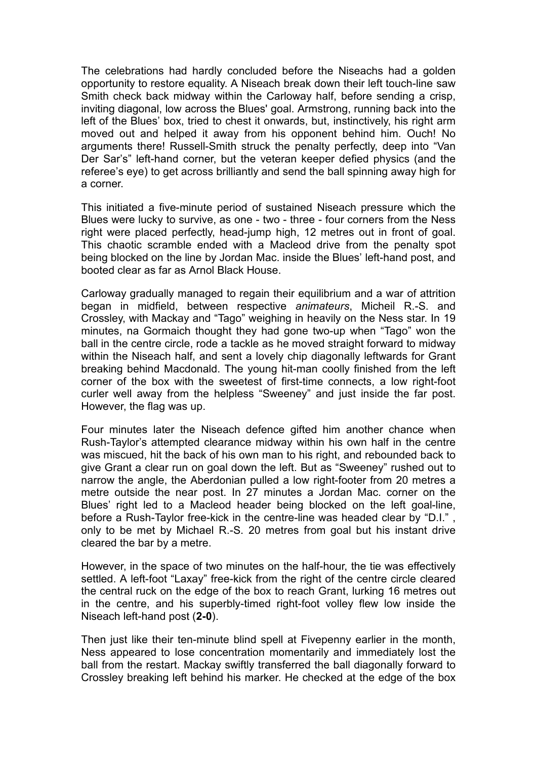The celebrations had hardly concluded before the Niseachs had a golden opportunity to restore equality. A Niseach break down their left touch-line saw Smith check back midway within the Carloway half, before sending a crisp, inviting diagonal, low across the Blues' goal. Armstrong, running back into the left of the Blues' box, tried to chest it onwards, but, instinctively, his right arm moved out and helped it away from his opponent behind him. Ouch! No arguments there! Russell-Smith struck the penalty perfectly, deep into "Van Der Sar's" left-hand corner, but the veteran keeper defied physics (and the referee's eye) to get across brilliantly and send the ball spinning away high for a corner.

This initiated a five-minute period of sustained Niseach pressure which the Blues were lucky to survive, as one - two - three - four corners from the Ness right were placed perfectly, head-jump high, 12 metres out in front of goal. This chaotic scramble ended with a Macleod drive from the penalty spot being blocked on the line by Jordan Mac. inside the Blues' left-hand post, and booted clear as far as Arnol Black House.

Carloway gradually managed to regain their equilibrium and a war of attrition began in midfield, between respective *animateurs*, Micheil R.-S. and Crossley, with Mackay and "Tago" weighing in heavily on the Ness star. In 19 minutes, na Gormaich thought they had gone two-up when "Tago" won the ball in the centre circle, rode a tackle as he moved straight forward to midway within the Niseach half, and sent a lovely chip diagonally leftwards for Grant breaking behind Macdonald. The young hit-man coolly finished from the left corner of the box with the sweetest of first-time connects, a low right-foot curler well away from the helpless "Sweeney" and just inside the far post. However, the flag was up.

Four minutes later the Niseach defence gifted him another chance when Rush-Taylor's attempted clearance midway within his own half in the centre was miscued, hit the back of his own man to his right, and rebounded back to give Grant a clear run on goal down the left. But as "Sweeney" rushed out to narrow the angle, the Aberdonian pulled a low right-footer from 20 metres a metre outside the near post. In 27 minutes a Jordan Mac. corner on the Blues' right led to a Macleod header being blocked on the left goal-line, before a Rush-Taylor free-kick in the centre-line was headed clear by "D.I." , only to be met by Michael R.-S. 20 metres from goal but his instant drive cleared the bar by a metre.

However, in the space of two minutes on the half-hour, the tie was effectively settled. A left-foot "Laxay" free-kick from the right of the centre circle cleared the central ruck on the edge of the box to reach Grant, lurking 16 metres out in the centre, and his superbly-timed right-foot volley flew low inside the Niseach left-hand post (**2-0**).

Then just like their ten-minute blind spell at Fivepenny earlier in the month, Ness appeared to lose concentration momentarily and immediately lost the ball from the restart. Mackay swiftly transferred the ball diagonally forward to Crossley breaking left behind his marker. He checked at the edge of the box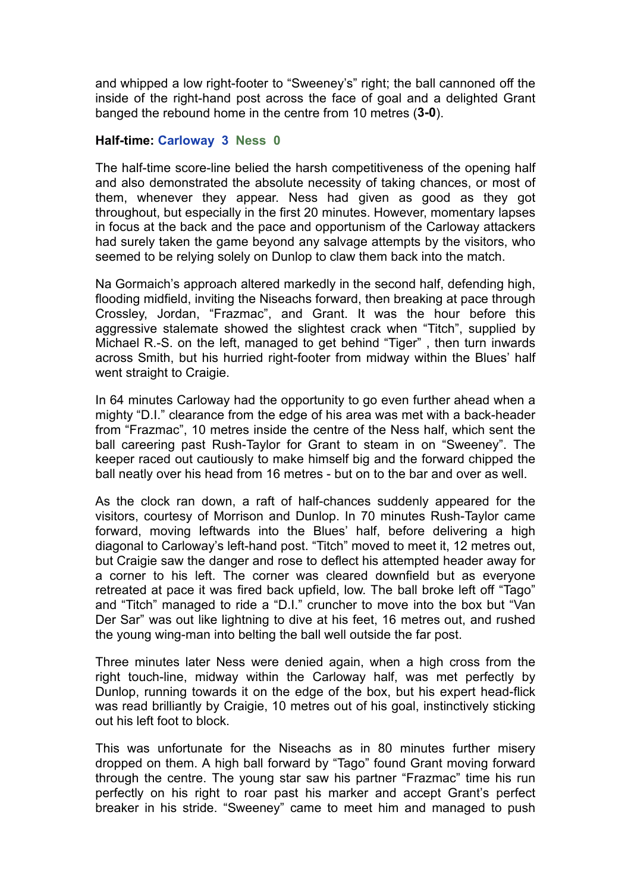and whipped a low right-footer to "Sweeney's" right; the ball cannoned off the inside of the right-hand post across the face of goal and a delighted Grant banged the rebound home in the centre from 10 metres (**3-0**).

**Half-time: Carloway 3 Ness 0**

The half-time score-line belied the harsh competitiveness of the opening half and also demonstrated the absolute necessity of taking chances, or most of them, whenever they appear. Ness had given as good as they got throughout, but especially in the first 20 minutes. However, momentary lapses in focus at the back and the pace and opportunism of the Carloway attackers had surely taken the game beyond any salvage attempts by the visitors, who seemed to be relying solely on Dunlop to claw them back into the match.

Na Gormaich's approach altered markedly in the second half, defending high, flooding midfield, inviting the Niseachs forward, then breaking at pace through Crossley, Jordan, "Frazmac", and Grant. It was the hour before this aggressive stalemate showed the slightest crack when "Titch", supplied by Michael R.-S. on the left, managed to get behind "Tiger" , then turn inwards across Smith, but his hurried right-footer from midway within the Blues' half went straight to Craigie.

In 64 minutes Carloway had the opportunity to go even further ahead when a mighty "D.I." clearance from the edge of his area was met with a back-header from "Frazmac", 10 metres inside the centre of the Ness half, which sent the ball careering past Rush-Taylor for Grant to steam in on "Sweeney". The keeper raced out cautiously to make himself big and the forward chipped the ball neatly over his head from 16 metres - but on to the bar and over as well.

As the clock ran down, a raft of half-chances suddenly appeared for the visitors, courtesy of Morrison and Dunlop. In 70 minutes Rush-Taylor came forward, moving leftwards into the Blues' half, before delivering a high diagonal to Carloway's left-hand post. "Titch" moved to meet it, 12 metres out, but Craigie saw the danger and rose to deflect his attempted header away for a corner to his left. The corner was cleared downfield but as everyone retreated at pace it was fired back upfield, low. The ball broke left off "Tago" and "Titch" managed to ride a "D.I." cruncher to move into the box but "Van Der Sar" was out like lightning to dive at his feet, 16 metres out, and rushed the young wing-man into belting the ball well outside the far post.

Three minutes later Ness were denied again, when a high cross from the right touch-line, midway within the Carloway half, was met perfectly by Dunlop, running towards it on the edge of the box, but his expert head-flick was read brilliantly by Craigie, 10 metres out of his goal, instinctively sticking out his left foot to block.

This was unfortunate for the Niseachs as in 80 minutes further misery dropped on them. A high ball forward by "Tago" found Grant moving forward through the centre. The young star saw his partner "Frazmac" time his run perfectly on his right to roar past his marker and accept Grant's perfect breaker in his stride. "Sweeney" came to meet him and managed to push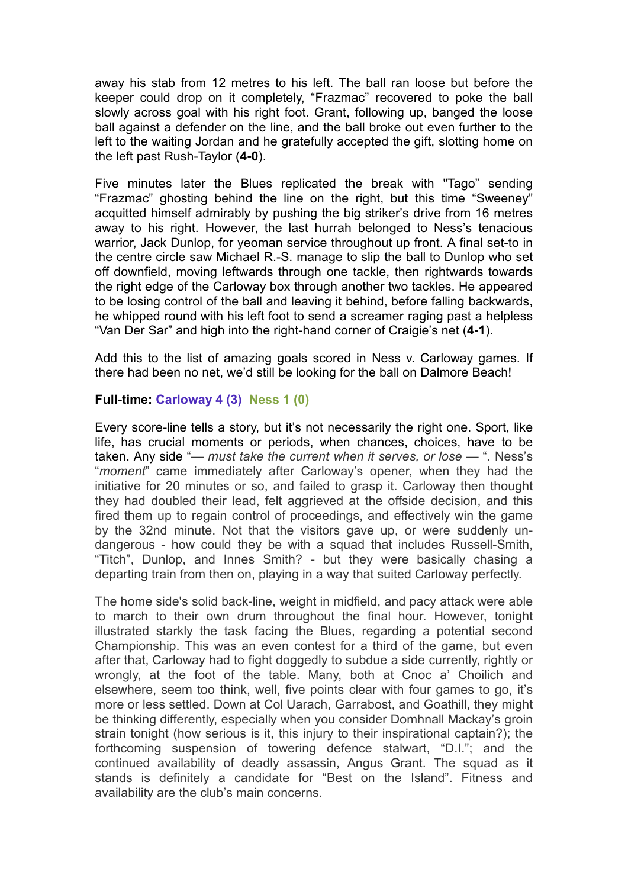away his stab from 12 metres to his left. The ball ran loose but before the keeper could drop on it completely, “Frazmac” recovered to poke the ball slowly across goal with his right foot. Grant, following up, banged the loose ball against a defender on the line, and the ball broke out even further to the left to the waiting Jordan and he gratefully accepted the gift, slotting home on the left past Rush-Taylor (**4-0**).

Five minutes later the Blues replicated the break with "Tago” sending “Frazmac” ghosting behind the line on the right, but this time “Sweeney” acquitted himself admirably by pushing the big striker’s drive from 16 metres away to his right. However, the last hurrah belonged to Ness’s tenacious warrior, Jack Dunlop, for yeoman service throughout up front. A final set-to in the centre circle saw Michael R.-S. manage to slip the ball to Dunlop who set off downfield, moving leftwards through one tackle, then rightwards towards the right edge of the Carloway box through another two tackles. He appeared to be losing control of the ball and leaving it behind, before falling backwards, he whipped round with his left foot to send a screamer raging past a helpless “Van Der Sar” and high into the right-hand corner of Craigie’s net (**4-1**).

Add this to the list of amazing goals scored in Ness v. Carloway games. If there had been no net, we’d still be looking for the ball on Dalmore Beach!

**Full-time: Carloway 4 (3) Ness 1 (0)**

Every score-line tells a story, but it’s not necessarily the right one. Sport, like life, has crucial moments or periods, when chances, choices, have to be taken. Any side “— *must take the current when it serves, or lose* — “. Ness’s “*moment*” came immediately after Carloway’s opener, when they had the initiative for 20 minutes or so, and failed to grasp it. Carloway then thought they had doubled their lead, felt aggrieved at the offside decision, and this fired them up to regain control of proceedings, and effectively win the game by the 32nd minute. Not that the visitors gave up, or were suddenly un-dangerous - how could they be with a squad that includes Russell-Smith, “Titch”, Dunlop, and Innes Smith? - but they were basically chasing a departing train from then on, playing in a way that suited Carloway perfectly.

The home side's solid back-line, weight in midfield, and pacy attack were able to march to their own drum throughout the final hour. However, tonight illustrated starkly the task facing the Blues, regarding a potential second Championship. This was an even contest for a third of the game, but even after that, Carloway had to fight doggedly to subdue a side currently, rightly or wrongly, at the foot of the table. Many, both at Cnoc a’ Choilich and elsewhere, seem too think, well, five points clear with four games to go, it’s more or less settled. Down at Col Uarach, Garrabost, and Goathill, they might be thinking differently, especially when you consider Domhnall Mackay’s groin strain tonight (how serious is it, this injury to their inspirational captain?); the forthcoming suspension of towering defence stalwart, “D.I.”; and the continued availability of deadly assassin, Angus Grant. The squad as it stands is definitely a candidate for “Best on the Island”. Fitness and availability are the club’s main concerns.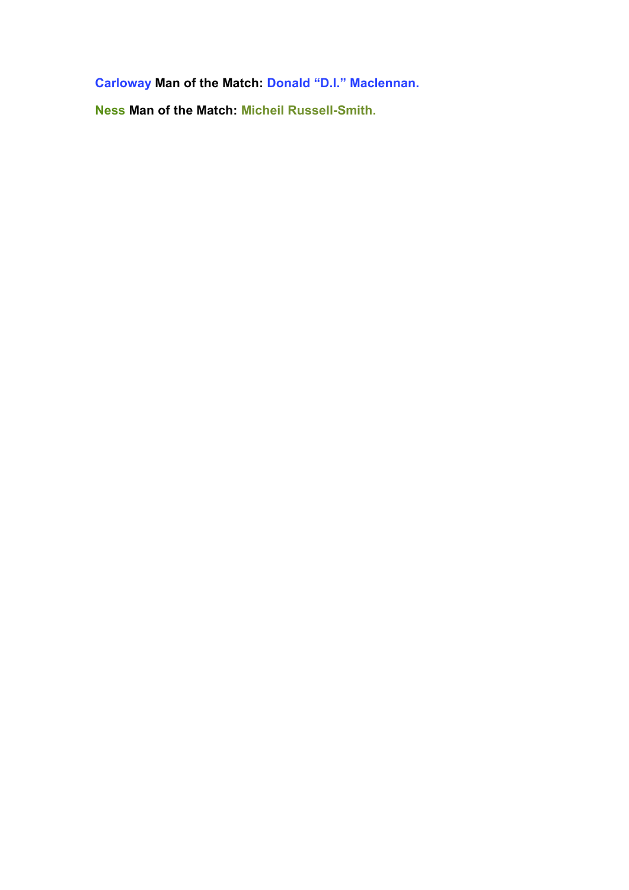**Carloway Man of the Match: Donald “D.I.” Maclennan.**

**Ness Man of the Match: Micheil Russell-Smith.**